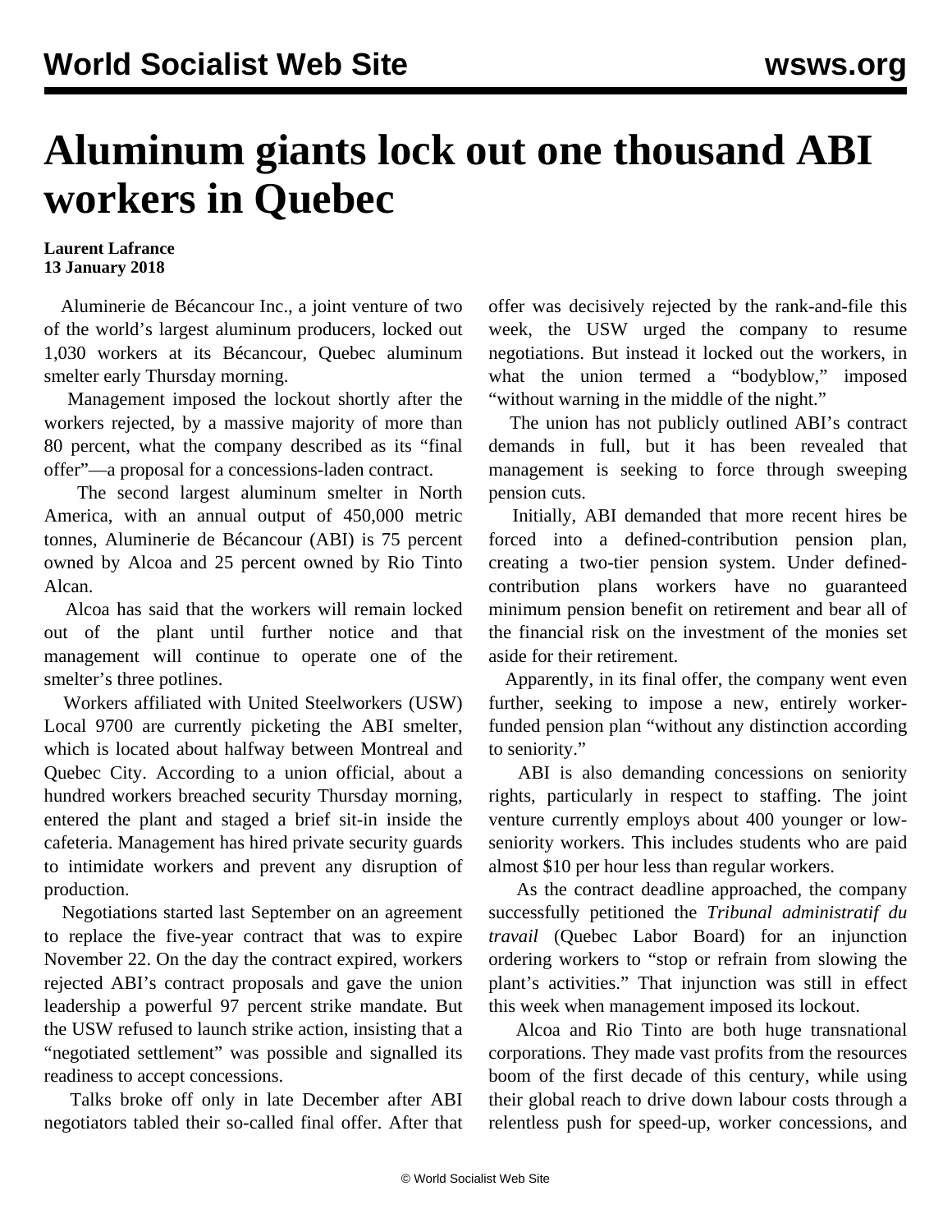# Aluminum giants lock out one thousand ABI workers in Quebec

**Laurent Lafrance**
**13 January 2018**

Aluminerie de Bécancour Inc., a joint venture of two of the world's largest aluminum producers, locked out 1,030 workers at its Bécancour, Quebec aluminum smelter early Thursday morning.

Management imposed the lockout shortly after the workers rejected, by a massive majority of more than 80 percent, what the company described as its "final offer"—a proposal for a concessions-laden contract.

The second largest aluminum smelter in North America, with an annual output of 450,000 metric tonnes, Aluminerie de Bécancour (ABI) is 75 percent owned by Alcoa and 25 percent owned by Rio Tinto Alcan.

Alcoa has said that the workers will remain locked out of the plant until further notice and that management will continue to operate one of the smelter's three potlines.

Workers affiliated with United Steelworkers (USW) Local 9700 are currently picketing the ABI smelter, which is located about halfway between Montreal and Quebec City. According to a union official, about a hundred workers breached security Thursday morning, entered the plant and staged a brief sit-in inside the cafeteria. Management has hired private security guards to intimidate workers and prevent any disruption of production.

Negotiations started last September on an agreement to replace the five-year contract that was to expire November 22. On the day the contract expired, workers rejected ABI's contract proposals and gave the union leadership a powerful 97 percent strike mandate. But the USW refused to launch strike action, insisting that a "negotiated settlement" was possible and signalled its readiness to accept concessions.

Talks broke off only in late December after ABI negotiators tabled their so-called final offer. After that offer was decisively rejected by the rank-and-file this week, the USW urged the company to resume negotiations. But instead it locked out the workers, in what the union termed a "bodyblow," imposed "without warning in the middle of the night."

The union has not publicly outlined ABI's contract demands in full, but it has been revealed that management is seeking to force through sweeping pension cuts.

Initially, ABI demanded that more recent hires be forced into a defined-contribution pension plan, creating a two-tier pension system. Under defined-contribution plans workers have no guaranteed minimum pension benefit on retirement and bear all of the financial risk on the investment of the monies set aside for their retirement.

Apparently, in its final offer, the company went even further, seeking to impose a new, entirely worker-funded pension plan "without any distinction according to seniority."

ABI is also demanding concessions on seniority rights, particularly in respect to staffing. The joint venture currently employs about 400 younger or low-seniority workers. This includes students who are paid almost $10 per hour less than regular workers.

As the contract deadline approached, the company successfully petitioned the *Tribunal administratif du travail* (Quebec Labor Board) for an injunction ordering workers to "stop or refrain from slowing the plant's activities." That injunction was still in effect this week when management imposed its lockout.

Alcoa and Rio Tinto are both huge transnational corporations. They made vast profits from the resources boom of the first decade of this century, while using their global reach to drive down labour costs through a relentless push for speed-up, worker concessions, and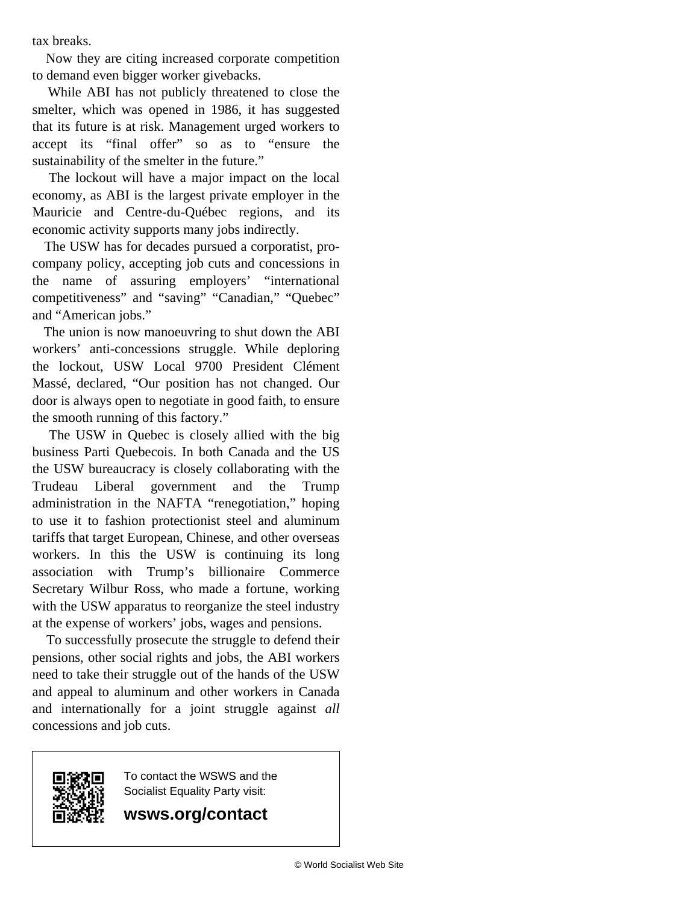tax breaks.

Now they are citing increased corporate competition to demand even bigger worker givebacks.

While ABI has not publicly threatened to close the smelter, which was opened in 1986, it has suggested that its future is at risk. Management urged workers to accept its "final offer" so as to "ensure the sustainability of the smelter in the future."

The lockout will have a major impact on the local economy, as ABI is the largest private employer in the Mauricie and Centre-du-Québec regions, and its economic activity supports many jobs indirectly.

The USW has for decades pursued a corporatist, pro-company policy, accepting job cuts and concessions in the name of assuring employers' "international competitiveness" and "saving" "Canadian," "Quebec" and "American jobs."

The union is now manoeuvring to shut down the ABI workers' anti-concessions struggle. While deploring the lockout, USW Local 9700 President Clément Massé, declared, "Our position has not changed. Our door is always open to negotiate in good faith, to ensure the smooth running of this factory."

The USW in Quebec is closely allied with the big business Parti Quebecois. In both Canada and the US the USW bureaucracy is closely collaborating with the Trudeau Liberal government and the Trump administration in the NAFTA "renegotiation," hoping to use it to fashion protectionist steel and aluminum tariffs that target European, Chinese, and other overseas workers. In this the USW is continuing its long association with Trump's billionaire Commerce Secretary Wilbur Ross, who made a fortune, working with the USW apparatus to reorganize the steel industry at the expense of workers' jobs, wages and pensions.

To successfully prosecute the struggle to defend their pensions, other social rights and jobs, the ABI workers need to take their struggle out of the hands of the USW and appeal to aluminum and other workers in Canada and internationally for a joint struggle against *all* concessions and job cuts.

To contact the WSWS and the Socialist Equality Party visit:

**wsws.org/contact**